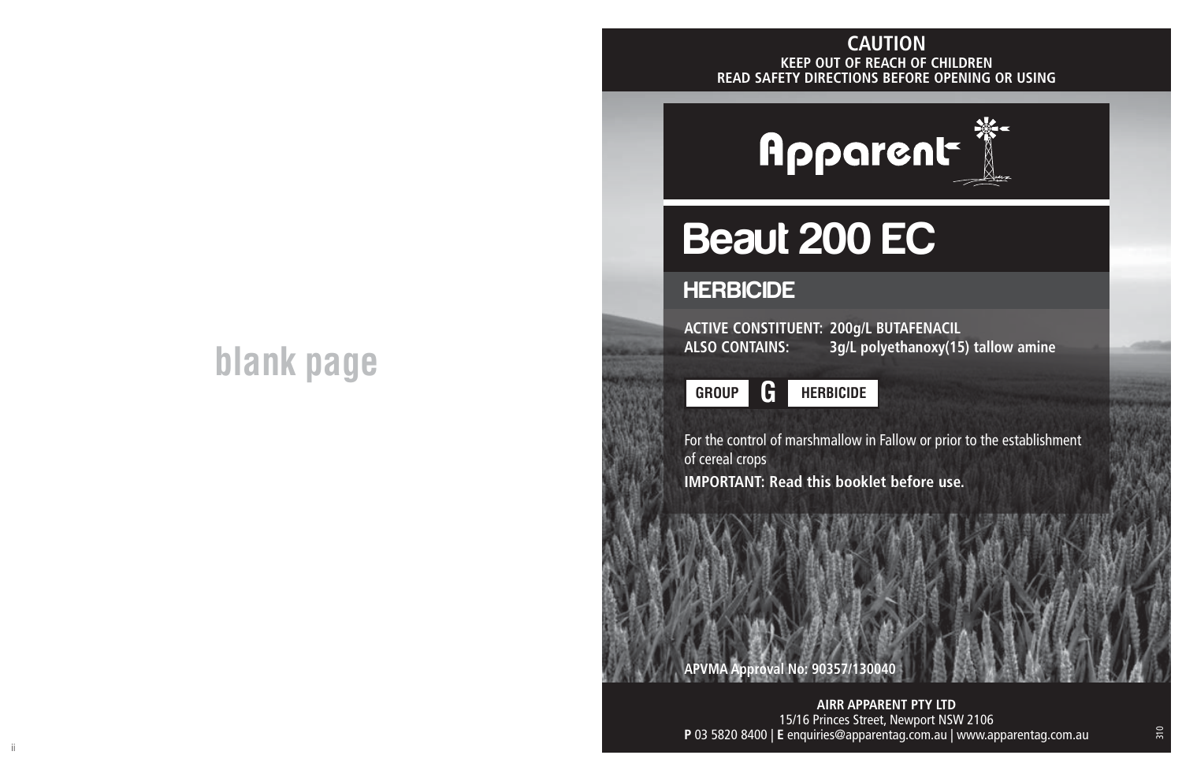blank page

**CAUTION**

**KEEP OUT OF REACH OF CHILDREN**

**READ SAFETY DIRECTIONS BEFORE OPENING OR USING**

Apparent

# Beaut 200 EC

## HERBICIDE

**ACTIVE CONSTITUENT: 200g/L BUTAFENACIL**
**ALSO CONTAINS: 3g/L polyethanoxy(15) tallow amine**

**GROUP G HERBICIDE**

For the control of marshmallow in Fallow or prior to the establishment of cereal crops

**IMPORTANT: Read this booklet before use.**

**APVMA Approval No: 90357/130040**

**AIRR APPARENT PTY LTD**
15/16 Princes Street, Newport NSW 2106
**P** 03 5820 8400 | **E** enquiries@apparentag.com.au | www.apparentag.com.au

310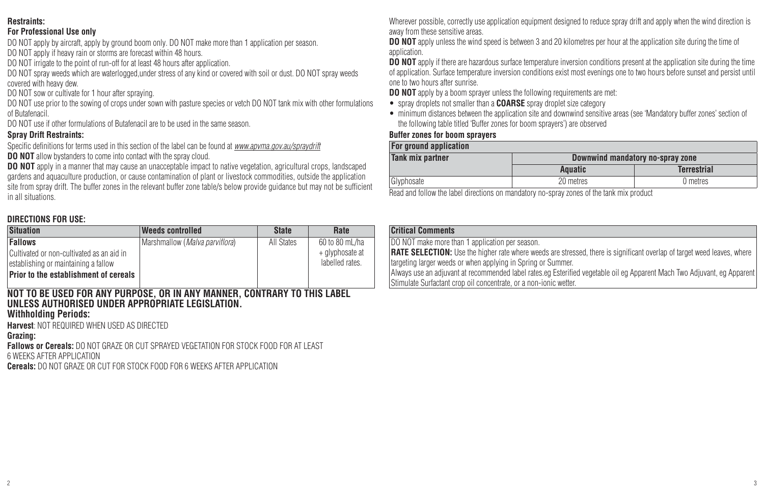**Restraints:**

**For Professional Use only**

DO NOT apply by aircraft, apply by ground boom only. DO NOT make more than 1 application per season.

DO NOT apply if heavy rain or storms are forecast within 48 hours.

DO NOT irrigate to the point of run-off for at least 48 hours after application.

DO NOT spray weeds which are waterlogged,under stress of any kind or covered with soil or dust. DO NOT spray weeds covered with heavy dew.

DO NOT sow or cultivate for 1 hour after spraying.

DO NOT use prior to the sowing of crops under sown with pasture species or vetch DO NOT tank mix with other formulations of Butafenacil.

DO NOT use if other formulations of Butafenacil are to be used in the same season.

**Spray Drift Restraints:**

Specific definitions for terms used in this section of the label can be found at *www.apvma.gov.au/spraydrift*

**DO NOT** allow bystanders to come into contact with the spray cloud.

**DO NOT** apply in a manner that may cause an unacceptable impact to native vegetation, agricultural crops, landscaped gardens and aquaculture production, or cause contamination of plant or livestock commodities, outside the application site from spray drift. The buffer zones in the relevant buffer zone table/s below provide guidance but may not be sufficient in all situations.

Wherever possible, correctly use application equipment designed to reduce spray drift and apply when the wind direction is away from these sensitive areas.

**DO NOT** apply unless the wind speed is between 3 and 20 kilometres per hour at the application site during the time of application.

**DO NOT** apply if there are hazardous surface temperature inversion conditions present at the application site during the time of application. Surface temperature inversion conditions exist most evenings one to two hours before sunset and persist until one to two hours after sunrise.

**DO NOT** apply by a boom sprayer unless the following requirements are met:

- spray droplets not smaller than a **COARSE** spray droplet size category
- minimum distances between the application site and downwind sensitive areas (see 'Mandatory buffer zones' section of the following table titled 'Buffer zones for boom sprayers') are observed

**Buffer zones for boom sprayers**

| For ground application | | |
|---|---|---|
| **Tank mix partner** | **Downwind mandatory no-spray zone** | |
| | **Aquatic** | **Terrestrial** |
| Glyphosate | 20 metres | 0 metres |

Read and follow the label directions on mandatory no-spray zones of the tank mix product

**DIRECTIONS FOR USE:**

| Situation | Weeds controlled | State | Rate | Critical Comments |
|---|---|---|---|---|
| **Fallows** Cultivated or non-cultivated as an aid in establishing or maintaining a fallow **Prior to the establishment of cereals** | Marshmallow (*Malva parviflora*) | All States | 60 to 80 mL/ha + glyphosate at labelled rates. | DO NOT make more than 1 application per season. **RATE SELECTION:** Use the higher rate where weeds are stressed, there is significant overlap of target weed leaves, where targeting larger weeds or when applying in Spring or Summer. Always use an adjuvant at recommended label rates.eg Esterified vegetable oil eg Apparent Mach Two Adjuvant, eg Apparent Stimulate Surfactant crop oil concentrate, or a non-ionic wetter. |

**NOT TO BE USED FOR ANY PURPOSE, OR IN ANY MANNER, CONTRARY TO THIS LABEL UNLESS AUTHORISED UNDER APPROPRIATE LEGISLATION.**

**Withholding Periods:**

**Harvest**: NOT REQUIRED WHEN USED AS DIRECTED

**Grazing:**

**Fallows or Cereals:** DO NOT GRAZE OR CUT SPRAYED VEGETATION FOR STOCK FOOD FOR AT LEAST 6 WEEKS AFTER APPLICATION

**Cereals:** DO NOT GRAZE OR CUT FOR STOCK FOOD FOR 6 WEEKS AFTER APPLICATION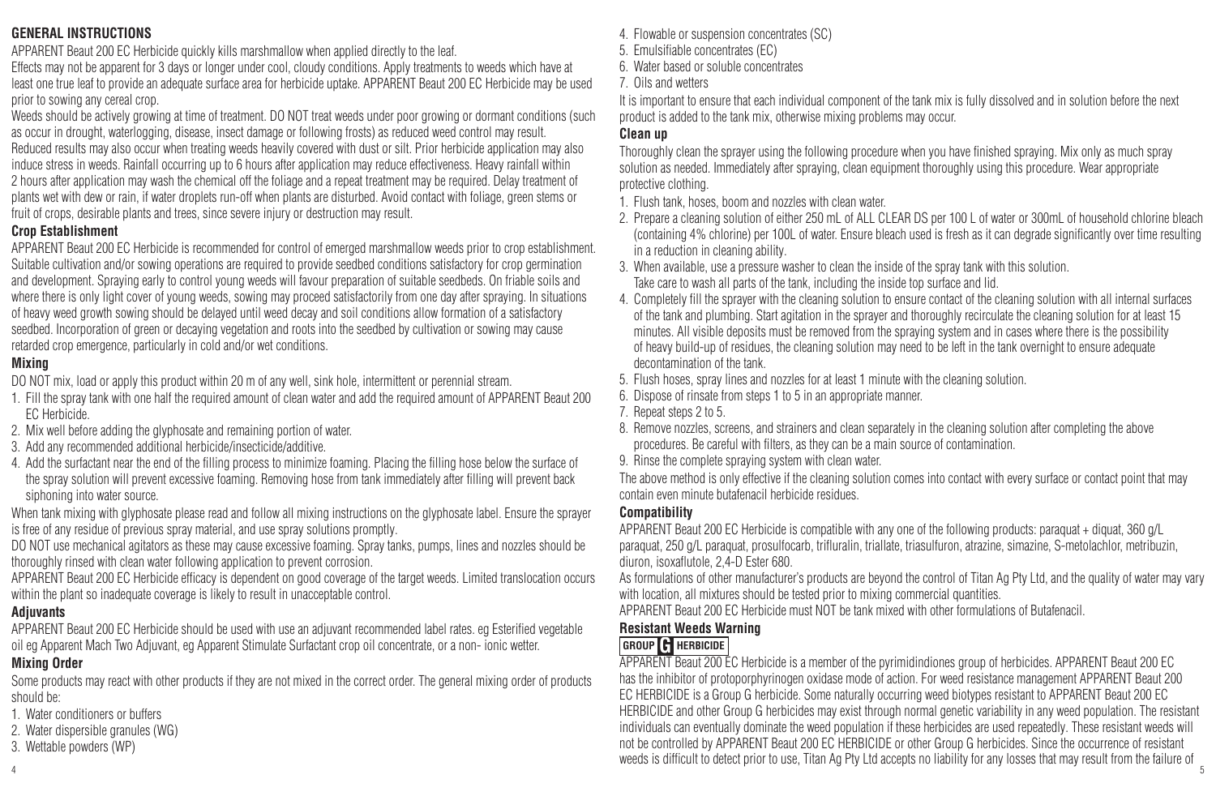## GENERAL INSTRUCTIONS

APPARENT Beaut 200 EC Herbicide quickly kills marshmallow when applied directly to the leaf.

Effects may not be apparent for 3 days or longer under cool, cloudy conditions. Apply treatments to weeds which have at least one true leaf to provide an adequate surface area for herbicide uptake. APPARENT Beaut 200 EC Herbicide may be used prior to sowing any cereal crop.

Weeds should be actively growing at time of treatment. DO NOT treat weeds under poor growing or dormant conditions (such as occur in drought, waterlogging, disease, insect damage or following frosts) as reduced weed control may result. Reduced results may also occur when treating weeds heavily covered with dust or silt. Prior herbicide application may also induce stress in weeds. Rainfall occurring up to 6 hours after application may reduce effectiveness. Heavy rainfall within 2 hours after application may wash the chemical off the foliage and a repeat treatment may be required. Delay treatment of plants wet with dew or rain, if water droplets run-off when plants are disturbed. Avoid contact with foliage, green stems or fruit of crops, desirable plants and trees, since severe injury or destruction may result.

### Crop Establishment

APPARENT Beaut 200 EC Herbicide is recommended for control of emerged marshmallow weeds prior to crop establishment. Suitable cultivation and/or sowing operations are required to provide seedbed conditions satisfactory for crop germination and development. Spraying early to control young weeds will favour preparation of suitable seedbeds. On friable soils and where there is only light cover of young weeds, sowing may proceed satisfactorily from one day after spraying. In situations of heavy weed growth sowing should be delayed until weed decay and soil conditions allow formation of a satisfactory seedbed. Incorporation of green or decaying vegetation and roots into the seedbed by cultivation or sowing may cause retarded crop emergence, particularly in cold and/or wet conditions.

### Mixing

DO NOT mix, load or apply this product within 20 m of any well, sink hole, intermittent or perennial stream.

1. Fill the spray tank with one half the required amount of clean water and add the required amount of APPARENT Beaut 200 EC Herbicide.
2. Mix well before adding the glyphosate and remaining portion of water.
3. Add any recommended additional herbicide/insecticide/additive.
4. Add the surfactant near the end of the filling process to minimize foaming. Placing the filling hose below the surface of the spray solution will prevent excessive foaming. Removing hose from tank immediately after filling will prevent back siphoning into water source.

When tank mixing with glyphosate please read and follow all mixing instructions on the glyphosate label. Ensure the sprayer is free of any residue of previous spray material, and use spray solutions promptly.

DO NOT use mechanical agitators as these may cause excessive foaming. Spray tanks, pumps, lines and nozzles should be thoroughly rinsed with clean water following application to prevent corrosion.

APPARENT Beaut 200 EC Herbicide efficacy is dependent on good coverage of the target weeds. Limited translocation occurs within the plant so inadequate coverage is likely to result in unacceptable control.

### Adjuvants

APPARENT Beaut 200 EC Herbicide should be used with use an adjuvant recommended label rates. eg Esterified vegetable oil eg Apparent Mach Two Adjuvant, eg Apparent Stimulate Surfactant crop oil concentrate, or a non- ionic wetter.

### Mixing Order

Some products may react with other products if they are not mixed in the correct order. The general mixing order of products should be:

1. Water conditioners or buffers
2. Water dispersible granules (WG)
3. Wettable powders (WP)
4. Flowable or suspension concentrates (SC)
5. Emulsifiable concentrates (EC)
6. Water based or soluble concentrates
7. Oils and wetters

It is important to ensure that each individual component of the tank mix is fully dissolved and in solution before the next product is added to the tank mix, otherwise mixing problems may occur.

### Clean up

Thoroughly clean the sprayer using the following procedure when you have finished spraying. Mix only as much spray solution as needed. Immediately after spraying, clean equipment thoroughly using this procedure. Wear appropriate protective clothing.

1. Flush tank, hoses, boom and nozzles with clean water.
2. Prepare a cleaning solution of either 250 mL of ALL CLEAR DS per 100 L of water or 300mL of household chlorine bleach (containing 4% chlorine) per 100L of water. Ensure bleach used is fresh as it can degrade significantly over time resulting in a reduction in cleaning ability.
3. When available, use a pressure washer to clean the inside of the spray tank with this solution. Take care to wash all parts of the tank, including the inside top surface and lid.
4. Completely fill the sprayer with the cleaning solution to ensure contact of the cleaning solution with all internal surfaces of the tank and plumbing. Start agitation in the sprayer and thoroughly recirculate the cleaning solution for at least 15 minutes. All visible deposits must be removed from the spraying system and in cases where there is the possibility of heavy build-up of residues, the cleaning solution may need to be left in the tank overnight to ensure adequate decontamination of the tank.
5. Flush hoses, spray lines and nozzles for at least 1 minute with the cleaning solution.
6. Dispose of rinsate from steps 1 to 5 in an appropriate manner.
7. Repeat steps 2 to 5.
8. Remove nozzles, screens, and strainers and clean separately in the cleaning solution after completing the above procedures. Be careful with filters, as they can be a main source of contamination.
9. Rinse the complete spraying system with clean water.

The above method is only effective if the cleaning solution comes into contact with every surface or contact point that may contain even minute butafenacil herbicide residues.

### Compatibility

APPARENT Beaut 200 EC Herbicide is compatible with any one of the following products: paraquat + diquat, 360 g/L paraquat, 250 g/L paraquat, prosulfocarb, trifluralin, triallate, triasulfuron, atrazine, simazine, S-metolachlor, metribuzin, diuron, isoxaflutole, 2,4-D Ester 680.

As formulations of other manufacturer's products are beyond the control of Titan Ag Pty Ltd, and the quality of water may vary with location, all mixtures should be tested prior to mixing commercial quantities.

APPARENT Beaut 200 EC Herbicide must NOT be tank mixed with other formulations of Butafenacil.

### Resistant Weeds Warning

**GROUP G HERBICIDE**

APPARENT Beaut 200 EC Herbicide is a member of the pyrimidindiones group of herbicides. APPARENT Beaut 200 EC has the inhibitor of protoporphyrinogen oxidase mode of action. For weed resistance management APPARENT Beaut 200 EC HERBICIDE is a Group G herbicide. Some naturally occurring weed biotypes resistant to APPARENT Beaut 200 EC HERBICIDE and other Group G herbicides may exist through normal genetic variability in any weed population. The resistant individuals can eventually dominate the weed population if these herbicides are used repeatedly. These resistant weeds will not be controlled by APPARENT Beaut 200 EC HERBICIDE or other Group G herbicides. Since the occurrence of resistant weeds is difficult to detect prior to use, Titan Ag Pty Ltd accepts no liability for any losses that may result from the failure of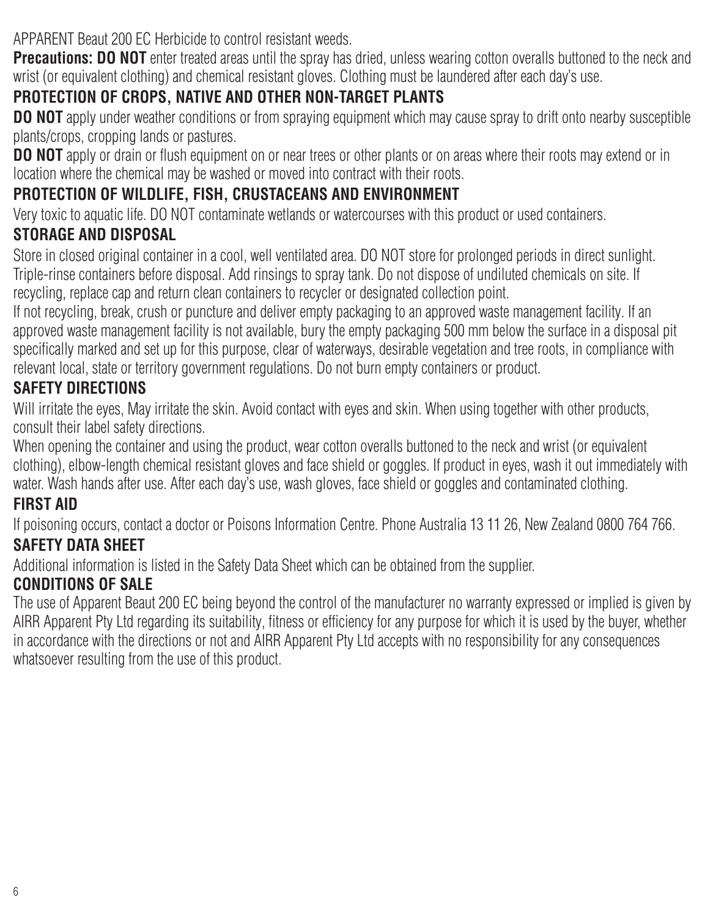APPARENT Beaut 200 EC Herbicide to control resistant weeds.

**Precautions: DO NOT** enter treated areas until the spray has dried, unless wearing cotton overalls buttoned to the neck and wrist (or equivalent clothing) and chemical resistant gloves. Clothing must be laundered after each day's use.

## PROTECTION OF CROPS, NATIVE AND OTHER NON-TARGET PLANTS

**DO NOT** apply under weather conditions or from spraying equipment which may cause spray to drift onto nearby susceptible plants/crops, cropping lands or pastures.

**DO NOT** apply or drain or flush equipment on or near trees or other plants or on areas where their roots may extend or in location where the chemical may be washed or moved into contract with their roots.

## PROTECTION OF WILDLIFE, FISH, CRUSTACEANS AND ENVIRONMENT

Very toxic to aquatic life. DO NOT contaminate wetlands or watercourses with this product or used containers.

## STORAGE AND DISPOSAL

Store in closed original container in a cool, well ventilated area. DO NOT store for prolonged periods in direct sunlight. Triple-rinse containers before disposal. Add rinsings to spray tank. Do not dispose of undiluted chemicals on site. If recycling, replace cap and return clean containers to recycler or designated collection point.

If not recycling, break, crush or puncture and deliver empty packaging to an approved waste management facility. If an approved waste management facility is not available, bury the empty packaging 500 mm below the surface in a disposal pit specifically marked and set up for this purpose, clear of waterways, desirable vegetation and tree roots, in compliance with relevant local, state or territory government regulations. Do not burn empty containers or product.

## SAFETY DIRECTIONS

Will irritate the eyes, May irritate the skin. Avoid contact with eyes and skin. When using together with other products, consult their label safety directions.

When opening the container and using the product, wear cotton overalls buttoned to the neck and wrist (or equivalent clothing), elbow-length chemical resistant gloves and face shield or goggles. If product in eyes, wash it out immediately with water. Wash hands after use. After each day's use, wash gloves, face shield or goggles and contaminated clothing.

## FIRST AID

If poisoning occurs, contact a doctor or Poisons Information Centre. Phone Australia 13 11 26, New Zealand 0800 764 766.

## SAFETY DATA SHEET

Additional information is listed in the Safety Data Sheet which can be obtained from the supplier.

## CONDITIONS OF SALE

The use of Apparent Beaut 200 EC being beyond the control of the manufacturer no warranty expressed or implied is given by AIRR Apparent Pty Ltd regarding its suitability, fitness or efficiency for any purpose for which it is used by the buyer, whether in accordance with the directions or not and AIRR Apparent Pty Ltd accepts with no responsibility for any consequences whatsoever resulting from the use of this product.